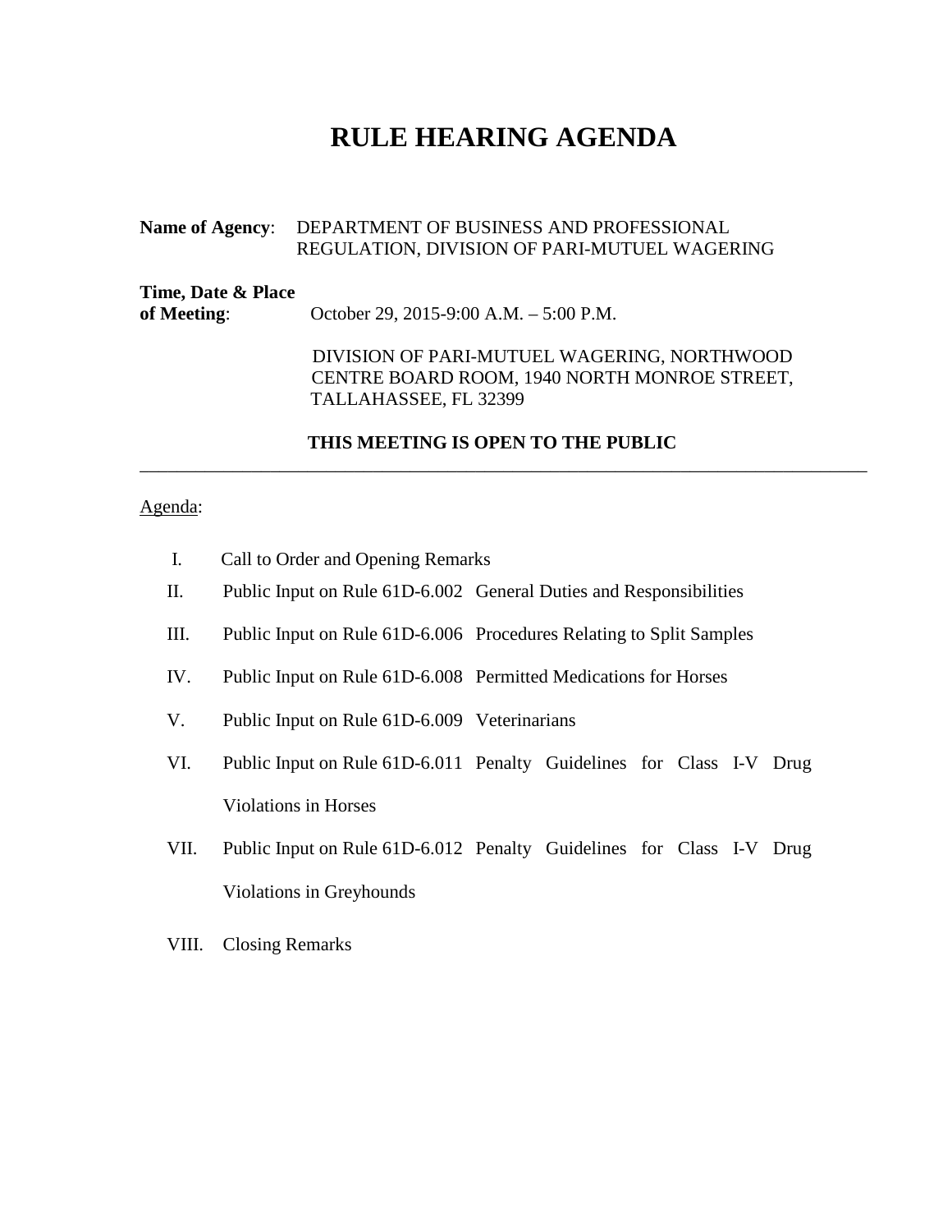# RULE HEARING AGENDA

**Name of Agency**: DEPARTMENT OF BUSINESS AND PROFESSIONAL REGULATION, DIVISION OF PARI-MUTUEL WAGERING

**Time, Date & Place of Meeting**: October 29, 2015-9:00 A.M. – 5:00 P.M.

DIVISION OF PARI-MUTUEL WAGERING, NORTHWOOD CENTRE BOARD ROOM, 1940 NORTH MONROE STREET, TALLAHASSEE, FL 32399

**THIS MEETING IS OPEN TO THE PUBLIC**

---

Agenda:

I. Call to Order and Opening Remarks

II. Public Input on Rule 61D-6.002 General Duties and Responsibilities

III. Public Input on Rule 61D-6.006 Procedures Relating to Split Samples

IV. Public Input on Rule 61D-6.008 Permitted Medications for Horses

V. Public Input on Rule 61D-6.009 Veterinarians

VI. Public Input on Rule 61D-6.011 Penalty Guidelines for Class I-V Drug Violations in Horses

VII. Public Input on Rule 61D-6.012 Penalty Guidelines for Class I-V Drug Violations in Greyhounds

VIII. Closing Remarks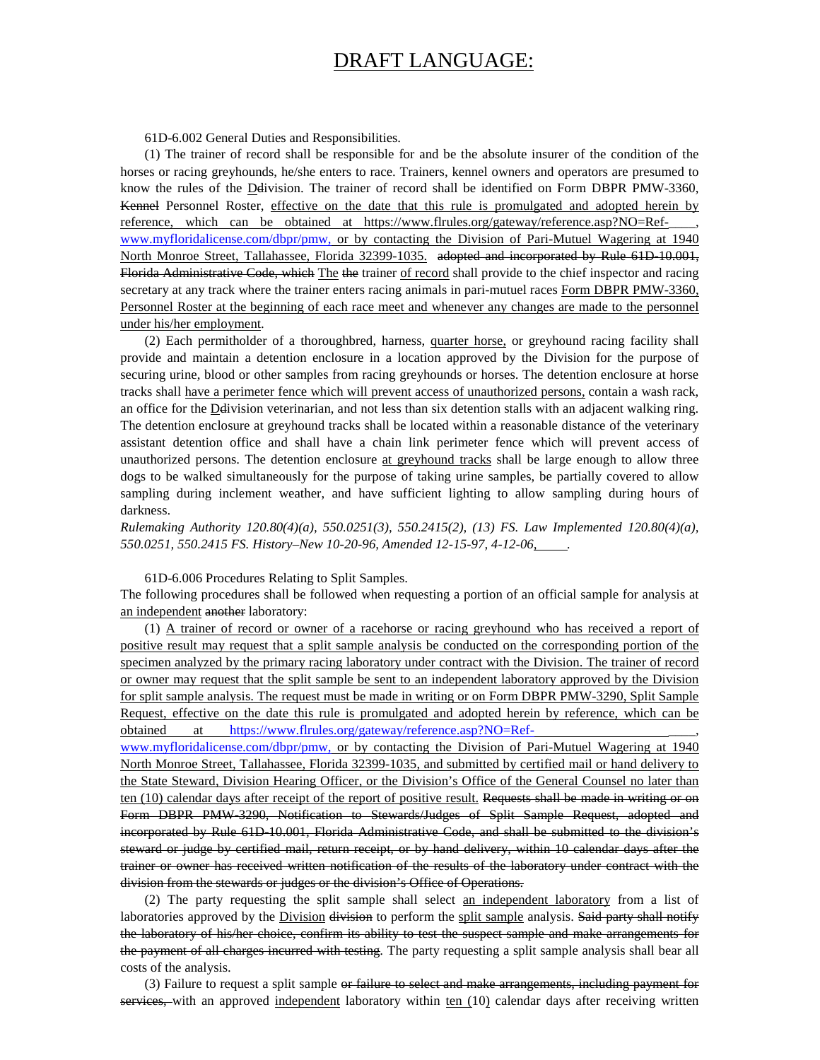# DRAFT LANGUAGE:

61D-6.002 General Duties and Responsibilities.

(1) The trainer of record shall be responsible for and be the absolute insurer of the condition of the horses or racing greyhounds, he/she enters to race. Trainers, kennel owners and operators are presumed to know the rules of the Ddivision. The trainer of record shall be identified on Form DBPR PMW-3360, Kennel Personnel Roster, effective on the date that this rule is promulgated and adopted herein by reference, which can be obtained at https://www.flrules.org/gateway/reference.asp?NO=Ref-\_\_\_\_, www.myfloridalicense.com/dbpr/pmw, or by contacting the Division of Pari-Mutuel Wagering at 1940 North Monroe Street, Tallahassee, Florida 32399-1035. adopted and incorporated by Rule 61D-10.001, Florida Administrative Code, which The the trainer of record shall provide to the chief inspector and racing secretary at any track where the trainer enters racing animals in pari-mutuel races Form DBPR PMW-3360, Personnel Roster at the beginning of each race meet and whenever any changes are made to the personnel under his/her employment.

(2) Each permitholder of a thoroughbred, harness, quarter horse, or greyhound racing facility shall provide and maintain a detention enclosure in a location approved by the Division for the purpose of securing urine, blood or other samples from racing greyhounds or horses. The detention enclosure at horse tracks shall have a perimeter fence which will prevent access of unauthorized persons, contain a wash rack, an office for the Ddivision veterinarian, and not less than six detention stalls with an adjacent walking ring. The detention enclosure at greyhound tracks shall be located within a reasonable distance of the veterinary assistant detention office and shall have a chain link perimeter fence which will prevent access of unauthorized persons. The detention enclosure at greyhound tracks shall be large enough to allow three dogs to be walked simultaneously for the purpose of taking urine samples, be partially covered to allow sampling during inclement weather, and have sufficient lighting to allow sampling during hours of darkness.

*Rulemaking Authority 120.80(4)(a), 550.0251(3), 550.2415(2), (13) FS. Law Implemented 120.80(4)(a), 550.0251, 550.2415 FS. History–New 10-20-96, Amended 12-15-97, 4-12-06,\_\_\_\_.*

61D-6.006 Procedures Relating to Split Samples.

The following procedures shall be followed when requesting a portion of an official sample for analysis at an independent another laboratory:

(1) A trainer of record or owner of a racehorse or racing greyhound who has received a report of positive result may request that a split sample analysis be conducted on the corresponding portion of the specimen analyzed by the primary racing laboratory under contract with the Division. The trainer of record or owner may request that the split sample be sent to an independent laboratory approved by the Division for split sample analysis. The request must be made in writing or on Form DBPR PMW-3290, Split Sample Request, effective on the date this rule is promulgated and adopted herein by reference, which can be obtained at https://www.flrules.org/gateway/reference.asp?NO=Ref-\_\_\_\_, www.myfloridalicense.com/dbpr/pmw, or by contacting the Division of Pari-Mutuel Wagering at 1940 North Monroe Street, Tallahassee, Florida 32399-1035, and submitted by certified mail or hand delivery to the State Steward, Division Hearing Officer, or the Division's Office of the General Counsel no later than ten (10) calendar days after receipt of the report of positive result. Requests shall be made in writing or on Form DBPR PMW-3290, Notification to Stewards/Judges of Split Sample Request, adopted and incorporated by Rule 61D-10.001, Florida Administrative Code, and shall be submitted to the division's steward or judge by certified mail, return receipt, or by hand delivery, within 10 calendar days after the trainer or owner has received written notification of the results of the laboratory under contract with the division from the stewards or judges or the division's Office of Operations.

(2) The party requesting the split sample shall select an independent laboratory from a list of laboratories approved by the Division division to perform the split sample analysis. Said party shall notify the laboratory of his/her choice, confirm its ability to test the suspect sample and make arrangements for the payment of all charges incurred with testing. The party requesting a split sample analysis shall bear all costs of the analysis.

(3) Failure to request a split sample or failure to select and make arrangements, including payment for services, with an approved independent laboratory within ten (10) calendar days after receiving written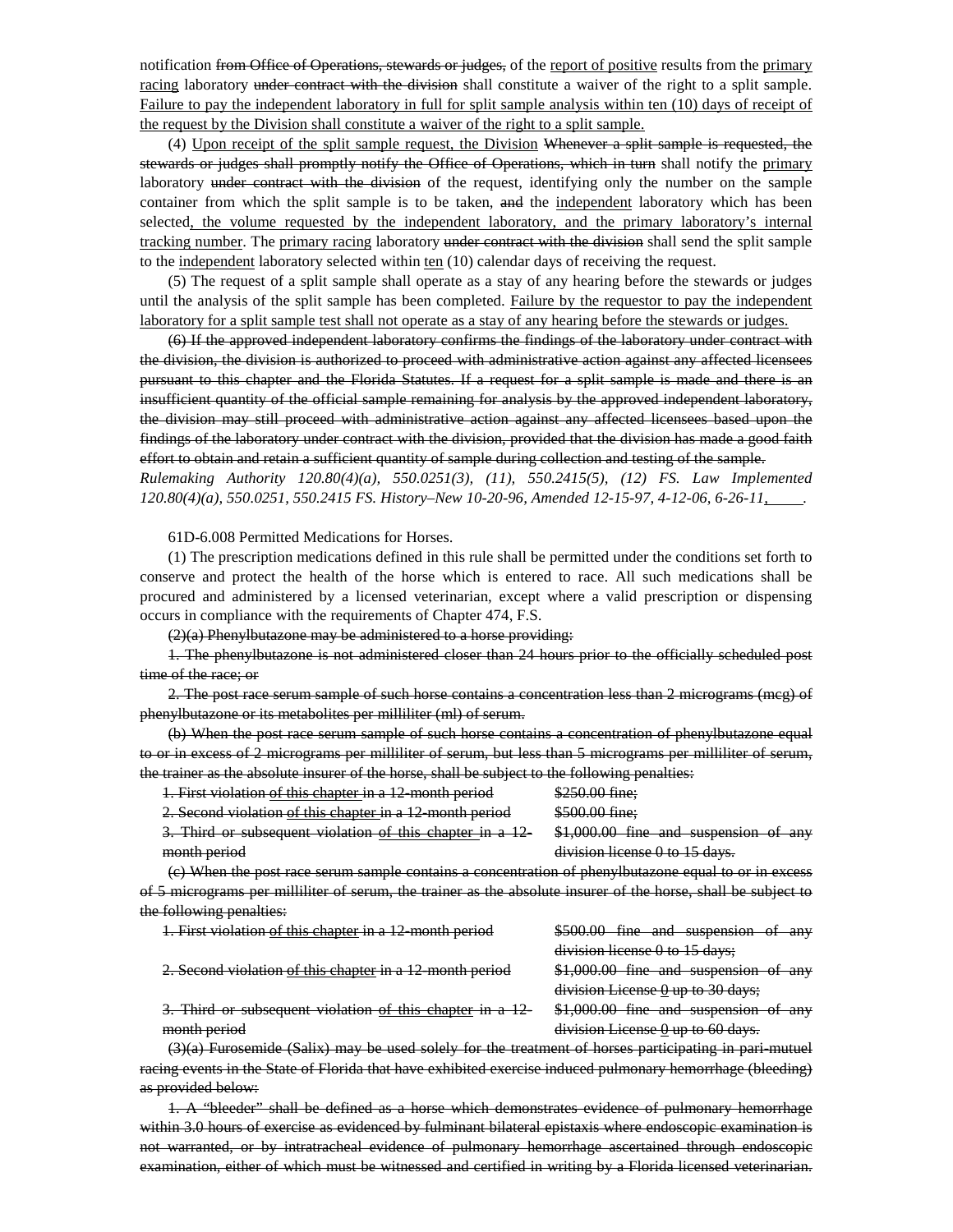notification ~~from Office of Operations, stewards or judges,~~ of the <u>report of positive</u> results from the <u>primary racing</u> laboratory ~~under contract with the division~~ shall constitute a waiver of the right to a split sample. <u>Failure to pay the independent laboratory in full for split sample analysis within ten (10) days of receipt of the request by the Division shall constitute a waiver of the right to a split sample.</u>

(4) <u>Upon receipt of the split sample request, the Division</u> ~~Whenever a split sample is requested, the stewards or judges shall promptly notify the Office of Operations, which in turn~~ shall notify the <u>primary</u> laboratory ~~under contract with the division~~ of the request, identifying only the number on the sample container from which the split sample is to be taken, ~~and~~ the <u>independent</u> laboratory which has been selected<u>, the volume requested by the independent laboratory, and the primary laboratory's internal tracking number</u>. The <u>primary racing</u> laboratory ~~under contract with the division~~ shall send the split sample to the <u>independent</u> laboratory selected within <u>ten</u> (10) calendar days of receiving the request.

(5) The request of a split sample shall operate as a stay of any hearing before the stewards or judges until the analysis of the split sample has been completed. <u>Failure by the requestor to pay the independent laboratory for a split sample test shall not operate as a stay of any hearing before the stewards or judges.</u>

~~(6) If the approved independent laboratory confirms the findings of the laboratory under contract with the division, the division is authorized to proceed with administrative action against any affected licensees pursuant to this chapter and the Florida Statutes. If a request for a split sample is made and there is an insufficient quantity of the official sample remaining for analysis by the approved independent laboratory, the division may still proceed with administrative action against any affected licensees based upon the findings of the laboratory under contract with the division, provided that the division has made a good faith effort to obtain and retain a sufficient quantity of sample during collection and testing of the sample.~~

*Rulemaking Authority 120.80(4)(a), 550.0251(3), (11), 550.2415(5), (12) FS. Law Implemented 120.80(4)(a), 550.0251, 550.2415 FS. History–New 10-20-96, Amended 12-15-97, 4-12-06, 6-26-11,* <u>&nbsp;&nbsp;&nbsp;&nbsp;&nbsp;</u>.

61D-6.008 Permitted Medications for Horses.

(1) The prescription medications defined in this rule shall be permitted under the conditions set forth to conserve and protect the health of the horse which is entered to race. All such medications shall be procured and administered by a licensed veterinarian, except where a valid prescription or dispensing occurs in compliance with the requirements of Chapter 474, F.S.

~~(2)(a) Phenylbutazone may be administered to a horse providing:~~

~~1. The phenylbutazone is not administered closer than 24 hours prior to the officially scheduled post time of the race; or~~

~~2. The post race serum sample of such horse contains a concentration less than 2 micrograms (mcg) of phenylbutazone or its metabolites per milliliter (ml) of serum.~~

~~(b) When the post race serum sample of such horse contains a concentration of phenylbutazone equal to or in excess of 2 micrograms per milliliter of serum, but less than 5 micrograms per milliliter of serum, the trainer as the absolute insurer of the horse, shall be subject to the following penalties:~~

| | |
|---|---|
| ~~1. First violation <u>of this chapter</u> in a 12-month period~~ | ~~$250.00 fine;~~ |
| ~~2. Second violation <u>of this chapter</u> in a 12-month period~~ | ~~$500.00 fine;~~ |
| ~~3. Third or subsequent violation <u>of this chapter</u> in a 12-month period~~ | ~~$1,000.00 fine and suspension of any division license 0 to 15 days.~~ |

~~(c) When the post race serum sample contains a concentration of phenylbutazone equal to or in excess of 5 micrograms per milliliter of serum, the trainer as the absolute insurer of the horse, shall be subject to the following penalties:~~

| | |
|---|---|
| ~~1. First violation <u>of this chapter</u> in a 12-month period~~ | ~~$500.00 fine and suspension of any division license 0 to 15 days;~~ |
| ~~2. Second violation <u>of this chapter</u> in a 12-month period~~ | ~~$1,000.00 fine and suspension of any division License <u>0</u> up to 30 days;~~ |
| ~~3. Third or subsequent violation <u>of this chapter</u> in a 12-month period~~ | ~~$1,000.00 fine and suspension of any division License <u>0</u> up to 60 days.~~ |

~~(3)(a) Furosemide (Salix) may be used solely for the treatment of horses participating in pari-mutuel racing events in the State of Florida that have exhibited exercise induced pulmonary hemorrhage (bleeding) as provided below:~~

~~1. A "bleeder" shall be defined as a horse which demonstrates evidence of pulmonary hemorrhage within 3.0 hours of exercise as evidenced by fulminant bilateral epistaxis where endoscopic examination is not warranted, or by intratracheal evidence of pulmonary hemorrhage ascertained through endoscopic examination, either of which must be witnessed and certified in writing by a Florida licensed veterinarian.~~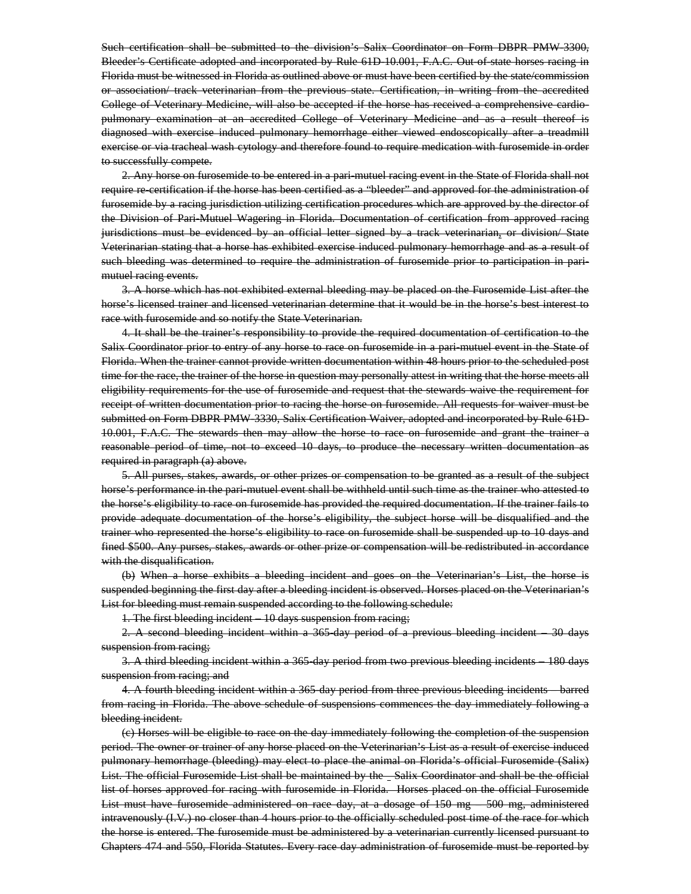~~Such certification shall be submitted to the division's Salix Coordinator on Form DBPR PMW-3300, Bleeder's Certificate adopted and incorporated by Rule 61D-10.001, F.A.C. Out-of-state horses racing in Florida must be witnessed in Florida as outlined above or must have been certified by the state/commission or association/ track veterinarian from the previous state. Certification, in writing from the accredited College of Veterinary Medicine, will also be accepted if the horse has received a comprehensive cardio-pulmonary examination at an accredited College of Veterinary Medicine and as a result thereof is diagnosed with exercise induced pulmonary hemorrhage either viewed endoscopically after a treadmill exercise or via tracheal wash cytology and therefore found to require medication with furosemide in order to successfully compete.~~

~~2. Any horse on furosemide to be entered in a pari-mutuel racing event in the State of Florida shall not require re-certification if the horse has been certified as a "bleeder" and approved for the administration of furosemide by a racing jurisdiction utilizing certification procedures which are approved by the director of the Division of Pari-Mutuel Wagering in Florida. Documentation of certification from approved racing jurisdictions must be evidenced by an official letter signed by a track veterinarian, or division/ State Veterinarian stating that a horse has exhibited exercise induced pulmonary hemorrhage and as a result of such bleeding was determined to require the administration of furosemide prior to participation in pari-mutuel racing events.~~

~~3. A horse which has not exhibited external bleeding may be placed on the Furosemide List after the horse's licensed trainer and licensed veterinarian determine that it would be in the horse's best interest to race with furosemide and so notify the State Veterinarian.~~

~~4. It shall be the trainer's responsibility to provide the required documentation of certification to the Salix Coordinator prior to entry of any horse to race on furosemide in a pari-mutuel event in the State of Florida. When the trainer cannot provide written documentation within 48 hours prior to the scheduled post time for the race, the trainer of the horse in question may personally attest in writing that the horse meets all eligibility requirements for the use of furosemide and request that the stewards waive the requirement for receipt of written documentation prior to racing the horse on furosemide. All requests for waiver must be submitted on Form DBPR PMW-3330, Salix Certification Waiver, adopted and incorporated by Rule 61D-10.001, F.A.C. The stewards then may allow the horse to race on furosemide and grant the trainer a reasonable period of time, not to exceed 10 days, to produce the necessary written documentation as required in paragraph (a) above.~~

~~5. All purses, stakes, awards, or other prizes or compensation to be granted as a result of the subject horse's performance in the pari-mutuel event shall be withheld until such time as the trainer who attested to the horse's eligibility to race on furosemide has provided the required documentation. If the trainer fails to provide adequate documentation of the horse's eligibility, the subject horse will be disqualified and the trainer who represented the horse's eligibility to race on furosemide shall be suspended up to 10 days and fined $500. Any purses, stakes, awards or other prize or compensation will be redistributed in accordance with the disqualification.~~

~~(b) When a horse exhibits a bleeding incident and goes on the Veterinarian's List, the horse is suspended beginning the first day after a bleeding incident is observed. Horses placed on the Veterinarian's List for bleeding must remain suspended according to the following schedule:~~

~~1. The first bleeding incident – 10 days suspension from racing;~~

~~2. A second bleeding incident within a 365-day period of a previous bleeding incident – 30 days suspension from racing;~~

~~3. A third bleeding incident within a 365-day period from two previous bleeding incidents – 180 days suspension from racing; and~~

~~4. A fourth bleeding incident within a 365-day period from three previous bleeding incidents – barred from racing in Florida. The above schedule of suspensions commences the day immediately following a bleeding incident.~~

~~(c) Horses will be eligible to race on the day immediately following the completion of the suspension period. The owner or trainer of any horse placed on the Veterinarian's List as a result of exercise induced pulmonary hemorrhage (bleeding) may elect to place the animal on Florida's official Furosemide (Salix) List. The official Furosemide List shall be maintained by the Salix Coordinator and shall be the official list of horses approved for racing with furosemide in Florida. Horses placed on the official Furosemide List must have furosemide administered on race day, at a dosage of 150 mg – 500 mg, administered intravenously (I.V.) no closer than 4 hours prior to the officially scheduled post time of the race for which the horse is entered. The furosemide must be administered by a veterinarian currently licensed pursuant to Chapters 474 and 550, Florida Statutes. Every race day administration of furosemide must be reported by~~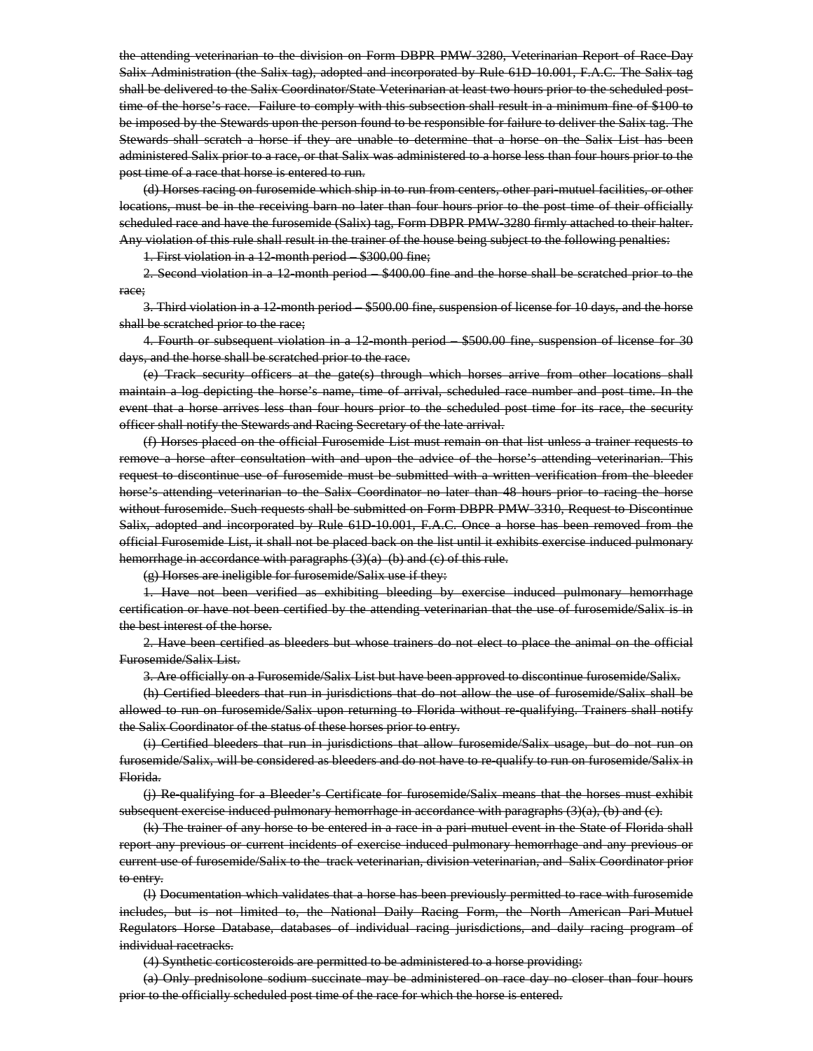~~the attending veterinarian to the division on Form DBPR PMW-3280, Veterinarian Report of Race-Day Salix Administration (the Salix tag), adopted and incorporated by Rule 61D-10.001, F.A.C. The Salix tag shall be delivered to the Salix Coordinator/State Veterinarian at least two hours prior to the scheduled post-time of the horse's race. Failure to comply with this subsection shall result in a minimum fine of $100 to be imposed by the Stewards upon the person found to be responsible for failure to deliver the Salix tag. The Stewards shall scratch a horse if they are unable to determine that a horse on the Salix List has been administered Salix prior to a race, or that Salix was administered to a horse less than four hours prior to the post time of a race that horse is entered to run.~~

~~(d) Horses racing on furosemide which ship in to run from centers, other pari-mutuel facilities, or other locations, must be in the receiving barn no later than four hours prior to the post time of their officially scheduled race and have the furosemide (Salix) tag, Form DBPR PMW-3280 firmly attached to their halter. Any violation of this rule shall result in the trainer of the house being subject to the following penalties:~~

~~1. First violation in a 12-month period – $300.00 fine;~~

~~2. Second violation in a 12-month period – $400.00 fine and the horse shall be scratched prior to the race;~~

~~3. Third violation in a 12-month period – $500.00 fine, suspension of license for 10 days, and the horse shall be scratched prior to the race;~~

~~4. Fourth or subsequent violation in a 12-month period – $500.00 fine, suspension of license for 30 days, and the horse shall be scratched prior to the race.~~

~~(e) Track security officers at the gate(s) through which horses arrive from other locations shall maintain a log depicting the horse's name, time of arrival, scheduled race number and post time. In the event that a horse arrives less than four hours prior to the scheduled post time for its race, the security officer shall notify the Stewards and Racing Secretary of the late arrival.~~

~~(f) Horses placed on the official Furosemide List must remain on that list unless a trainer requests to remove a horse after consultation with and upon the advice of the horse's attending veterinarian. This request to discontinue use of furosemide must be submitted with a written verification from the bleeder horse's attending veterinarian to the Salix Coordinator no later than 48 hours prior to racing the horse without furosemide. Such requests shall be submitted on Form DBPR PMW-3310, Request to Discontinue Salix, adopted and incorporated by Rule 61D-10.001, F.A.C. Once a horse has been removed from the official Furosemide List, it shall not be placed back on the list until it exhibits exercise induced pulmonary hemorrhage in accordance with paragraphs (3)(a) (b) and (c) of this rule.~~

~~(g) Horses are ineligible for furosemide/Salix use if they:~~

~~1. Have not been verified as exhibiting bleeding by exercise induced pulmonary hemorrhage certification or have not been certified by the attending veterinarian that the use of furosemide/Salix is in the best interest of the horse.~~

~~2. Have been certified as bleeders but whose trainers do not elect to place the animal on the official Furosemide/Salix List.~~

~~3. Are officially on a Furosemide/Salix List but have been approved to discontinue furosemide/Salix.~~

~~(h) Certified bleeders that run in jurisdictions that do not allow the use of furosemide/Salix shall be allowed to run on furosemide/Salix upon returning to Florida without re-qualifying. Trainers shall notify the Salix Coordinator of the status of these horses prior to entry.~~

~~(i) Certified bleeders that run in jurisdictions that allow furosemide/Salix usage, but do not run on furosemide/Salix, will be considered as bleeders and do not have to re-qualify to run on furosemide/Salix in Florida.~~

~~(j) Re-qualifying for a Bleeder's Certificate for furosemide/Salix means that the horses must exhibit subsequent exercise induced pulmonary hemorrhage in accordance with paragraphs (3)(a), (b) and (c).~~

~~(k) The trainer of any horse to be entered in a race in a pari-mutuel event in the State of Florida shall report any previous or current incidents of exercise induced pulmonary hemorrhage and any previous or current use of furosemide/Salix to the track veterinarian, division veterinarian, and Salix Coordinator prior to entry.~~

~~(l) Documentation which validates that a horse has been previously permitted to race with furosemide includes, but is not limited to, the National Daily Racing Form, the North American Pari-Mutuel Regulators Horse Database, databases of individual racing jurisdictions, and daily racing program of individual racetracks.~~

~~(4) Synthetic corticosteroids are permitted to be administered to a horse providing:~~

~~(a) Only prednisolone sodium succinate may be administered on race day no closer than four hours prior to the officially scheduled post time of the race for which the horse is entered.~~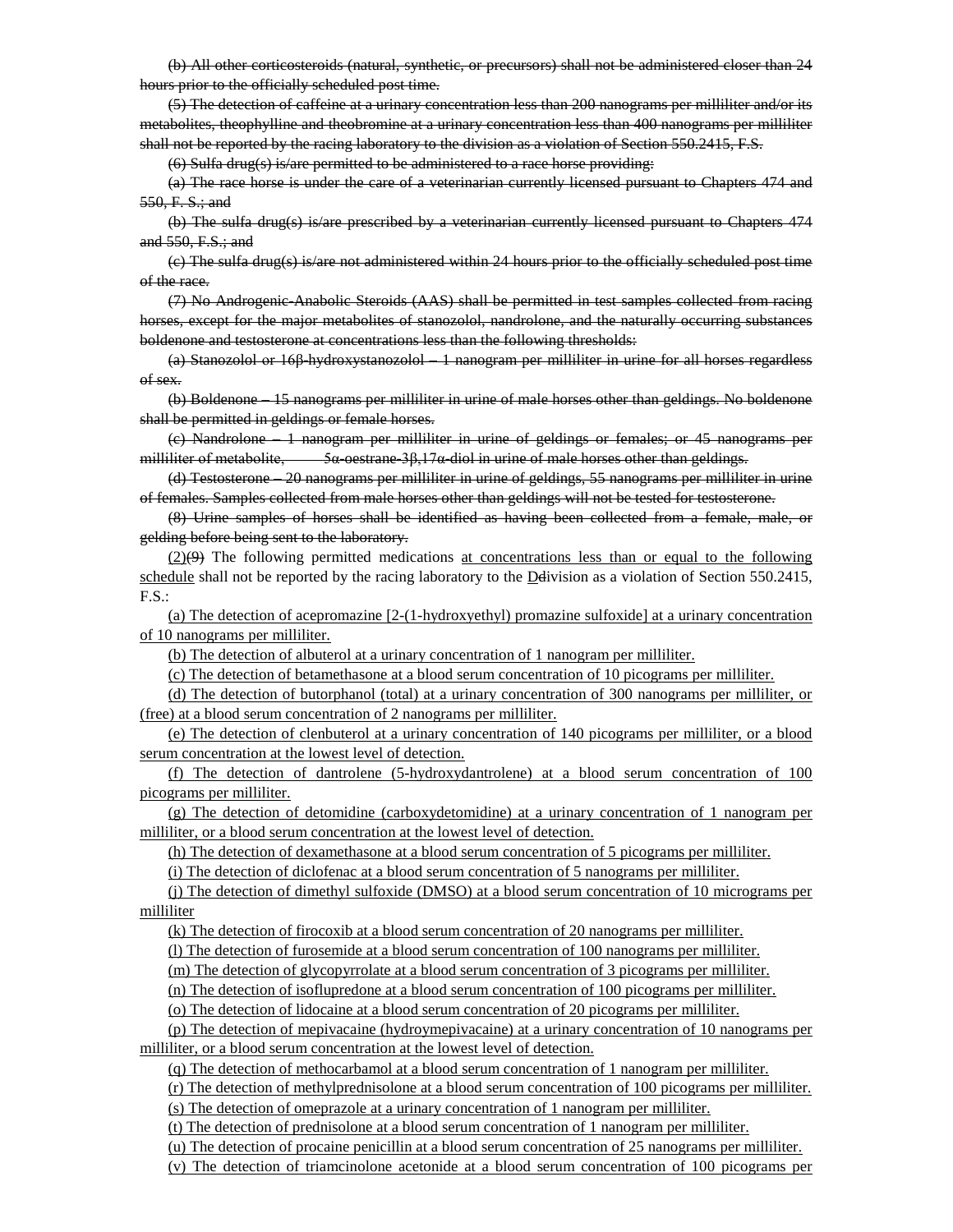~~(b) All other corticosteroids (natural, synthetic, or precursors) shall not be administered closer than 24 hours prior to the officially scheduled post time.~~

~~(5) The detection of caffeine at a urinary concentration less than 200 nanograms per milliliter and/or its metabolites, theophylline and theobromine at a urinary concentration less than 400 nanograms per milliliter shall not be reported by the racing laboratory to the division as a violation of Section 550.2415, F.S.~~

~~(6) Sulfa drug(s) is/are permitted to be administered to a race horse providing:~~

~~(a) The race horse is under the care of a veterinarian currently licensed pursuant to Chapters 474 and 550, F. S.; and~~

~~(b) The sulfa drug(s) is/are prescribed by a veterinarian currently licensed pursuant to Chapters 474 and 550, F.S.; and~~

~~(c) The sulfa drug(s) is/are not administered within 24 hours prior to the officially scheduled post time of the race.~~

~~(7) No Androgenic-Anabolic Steroids (AAS) shall be permitted in test samples collected from racing horses, except for the major metabolites of stanozolol, nandrolone, and the naturally occurring substances boldenone and testosterone at concentrations less than the following thresholds:~~

~~(a) Stanozolol or 16β-hydroxystanozolol – 1 nanogram per milliliter in urine for all horses regardless of sex.~~

~~(b) Boldenone – 15 nanograms per milliliter in urine of male horses other than geldings. No boldenone shall be permitted in geldings or female horses.~~

~~(c) Nandrolone – 1 nanogram per milliliter in urine of geldings or females; or 45 nanograms per milliliter of metabolite, 5α-oestrane-3β,17α-diol in urine of male horses other than geldings.~~

~~(d) Testosterone – 20 nanograms per milliliter in urine of geldings, 55 nanograms per milliliter in urine of females. Samples collected from male horses other than geldings will not be tested for testosterone.~~

~~(8) Urine samples of horses shall be identified as having been collected from a female, male, or gelding before being sent to the laboratory.~~

<u>(2)</u>~~(9)~~ The following permitted medications <u>at concentrations less than or equal to the following schedule</u> shall not be reported by the racing laboratory to the <u>D</u>~~d~~ivision as a violation of Section 550.2415, F.S.:

<u>(a) The detection of acepromazine [2-(1-hydroxyethyl) promazine sulfoxide] at a urinary concentration of 10 nanograms per milliliter.</u>

<u>(b) The detection of albuterol at a urinary concentration of 1 nanogram per milliliter.</u>

<u>(c) The detection of betamethasone at a blood serum concentration of 10 picograms per milliliter.</u>

<u>(d) The detection of butorphanol (total) at a urinary concentration of 300 nanograms per milliliter, or (free) at a blood serum concentration of 2 nanograms per milliliter.</u>

<u>(e) The detection of clenbuterol at a urinary concentration of 140 picograms per milliliter, or a blood serum concentration at the lowest level of detection.</u>

<u>(f) The detection of dantrolene (5-hydroxydantrolene) at a blood serum concentration of 100 picograms per milliliter.</u>

<u>(g) The detection of detomidine (carboxydetomidine) at a urinary concentration of 1 nanogram per milliliter, or a blood serum concentration at the lowest level of detection.</u>

<u>(h) The detection of dexamethasone at a blood serum concentration of 5 picograms per milliliter.</u>

<u>(i) The detection of diclofenac at a blood serum concentration of 5 nanograms per milliliter.</u>

<u>(j) The detection of dimethyl sulfoxide (DMSO) at a blood serum concentration of 10 micrograms per milliliter</u>

<u>(k) The detection of firocoxib at a blood serum concentration of 20 nanograms per milliliter.</u>

<u>(l) The detection of furosemide at a blood serum concentration of 100 nanograms per milliliter.</u>

<u>(m) The detection of glycopyrrolate at a blood serum concentration of 3 picograms per milliliter.</u>

<u>(n) The detection of isoflupredone at a blood serum concentration of 100 picograms per milliliter.</u>

<u>(o) The detection of lidocaine at a blood serum concentration of 20 picograms per milliliter.</u>

<u>(p) The detection of mepivacaine (hydroymepivacaine) at a urinary concentration of 10 nanograms per milliliter, or a blood serum concentration at the lowest level of detection.</u>

<u>(q) The detection of methocarbamol at a blood serum concentration of 1 nanogram per milliliter.</u>

<u>(r) The detection of methylprednisolone at a blood serum concentration of 100 picograms per milliliter.</u>

<u>(s) The detection of omeprazole at a urinary concentration of 1 nanogram per milliliter.</u>

<u>(t) The detection of prednisolone at a blood serum concentration of 1 nanogram per milliliter.</u>

<u>(u) The detection of procaine penicillin at a blood serum concentration of 25 nanograms per milliliter.</u>

<u>(v) The detection of triamcinolone acetonide at a blood serum concentration of 100 picograms per</u>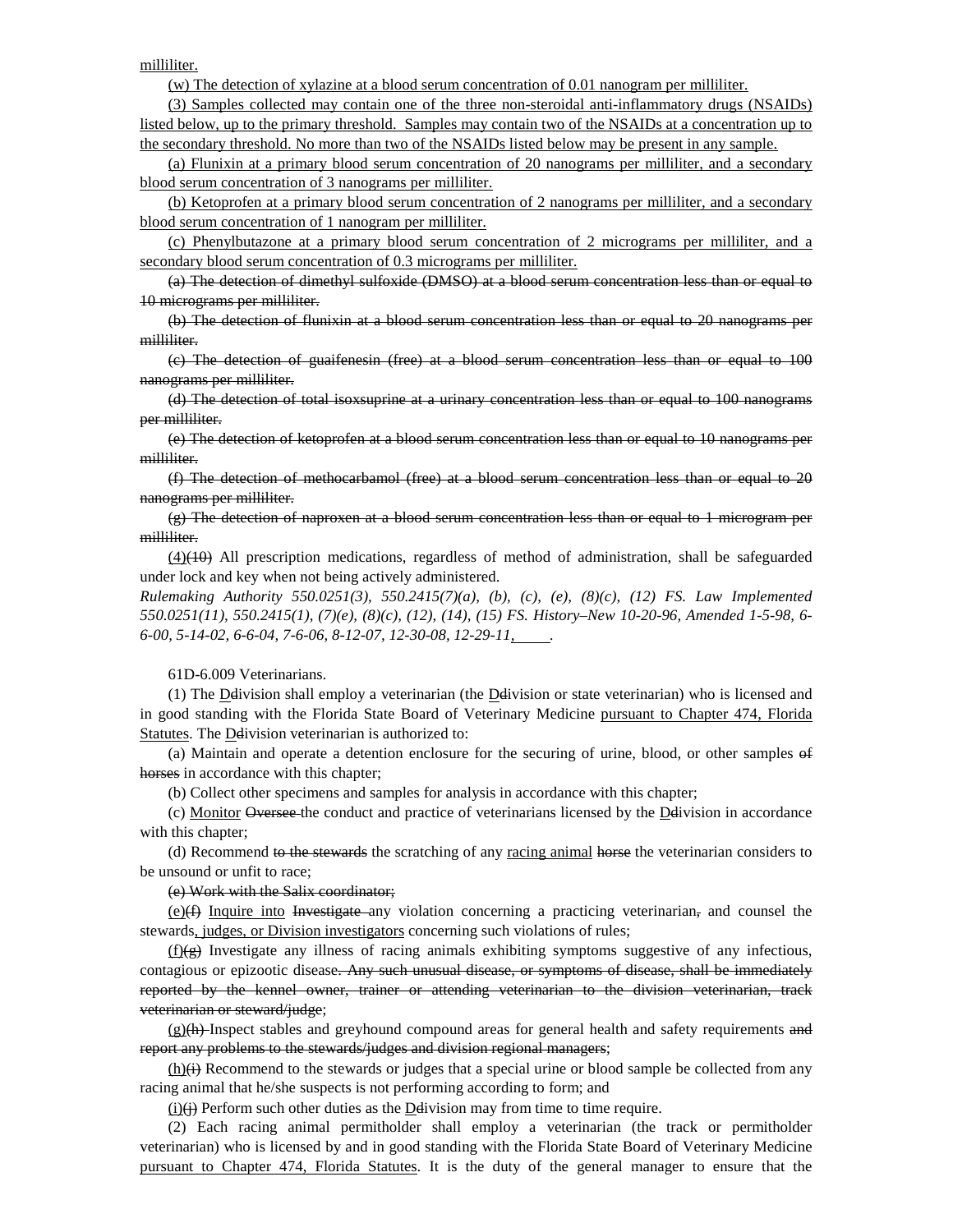<u>milliliter.</u>

<u>(w) The detection of xylazine at a blood serum concentration of 0.01 nanogram per milliliter.</u>

<u>(3) Samples collected may contain one of the three non-steroidal anti-inflammatory drugs (NSAIDs) listed below, up to the primary threshold. Samples may contain two of the NSAIDs at a concentration up to the secondary threshold. No more than two of the NSAIDs listed below may be present in any sample.</u>

<u>(a) Flunixin at a primary blood serum concentration of 20 nanograms per milliliter, and a secondary blood serum concentration of 3 nanograms per milliliter.</u>

<u>(b) Ketoprofen at a primary blood serum concentration of 2 nanograms per milliliter, and a secondary blood serum concentration of 1 nanogram per milliliter.</u>

<u>(c) Phenylbutazone at a primary blood serum concentration of 2 micrograms per milliliter, and a secondary blood serum concentration of 0.3 micrograms per milliliter.</u>

~~(a) The detection of dimethyl sulfoxide (DMSO) at a blood serum concentration less than or equal to 10 micrograms per milliliter.~~

~~(b) The detection of flunixin at a blood serum concentration less than or equal to 20 nanograms per milliliter.~~

~~(c) The detection of guaifenesin (free) at a blood serum concentration less than or equal to 100 nanograms per milliliter.~~

~~(d) The detection of total isoxsuprine at a urinary concentration less than or equal to 100 nanograms per milliliter.~~

~~(e) The detection of ketoprofen at a blood serum concentration less than or equal to 10 nanograms per milliliter.~~

~~(f) The detection of methocarbamol (free) at a blood serum concentration less than or equal to 20 nanograms per milliliter.~~

~~(g) The detection of naproxen at a blood serum concentration less than or equal to 1 microgram per milliliter.~~

<u>(4)</u>~~(10)~~ All prescription medications, regardless of method of administration, shall be safeguarded under lock and key when not being actively administered.

*Rulemaking Authority 550.0251(3), 550.2415(7)(a), (b), (c), (e), (8)(c), (12) FS. Law Implemented 550.0251(11), 550.2415(1), (7)(e), (8)(c), (12), (14), (15) FS. History–New 10-20-96, Amended 1-5-98, 6-6-00, 5-14-02, 6-6-04, 7-6-06, 8-12-07, 12-30-08, 12-29-11, ____.*

61D-6.009 Veterinarians.

(1) The <u>D</u>~~d~~ivision shall employ a veterinarian (the <u>D</u>~~d~~ivision or state veterinarian) who is licensed and in good standing with the Florida State Board of Veterinary Medicine <u>pursuant to Chapter 474, Florida Statutes</u>. The <u>D</u>~~d~~ivision veterinarian is authorized to:

(a) Maintain and operate a detention enclosure for the securing of urine, blood, or other samples ~~of horses~~ in accordance with this chapter;

(b) Collect other specimens and samples for analysis in accordance with this chapter;

(c) <u>Monitor</u> ~~Oversee~~ the conduct and practice of veterinarians licensed by the <u>D</u>~~d~~ivision in accordance with this chapter;

(d) Recommend ~~to the stewards~~ the scratching of any <u>racing animal</u> ~~horse~~ the veterinarian considers to be unsound or unfit to race;

~~(e) Work with the Salix coordinator;~~

<u>(e)</u>~~(f)~~ <u>Inquire into</u> ~~Investigate~~ any violation concerning a practicing veterinarian~~,~~ and counsel the stewards<u>, judges, or Division investigators</u> concerning such violations of rules;

<u>(f)</u>~~(g)~~ Investigate any illness of racing animals exhibiting symptoms suggestive of any infectious, contagious or epizootic disease~~. Any such unusual disease, or symptoms of disease, shall be immediately reported by the kennel owner, trainer or attending veterinarian to the division veterinarian, track veterinarian or steward/judge~~;

<u>(g)</u>~~(h)~~ Inspect stables and greyhound compound areas for general health and safety requirements ~~and report any problems to the stewards/judges and division regional managers~~;

<u>(h)</u>~~(i)~~ Recommend to the stewards or judges that a special urine or blood sample be collected from any racing animal that he/she suspects is not performing according to form; and

<u>(i)</u>~~(j)~~ Perform such other duties as the <u>D</u>~~d~~ivision may from time to time require.

(2) Each racing animal permitholder shall employ a veterinarian (the track or permitholder veterinarian) who is licensed by and in good standing with the Florida State Board of Veterinary Medicine <u>pursuant to Chapter 474, Florida Statutes</u>. It is the duty of the general manager to ensure that the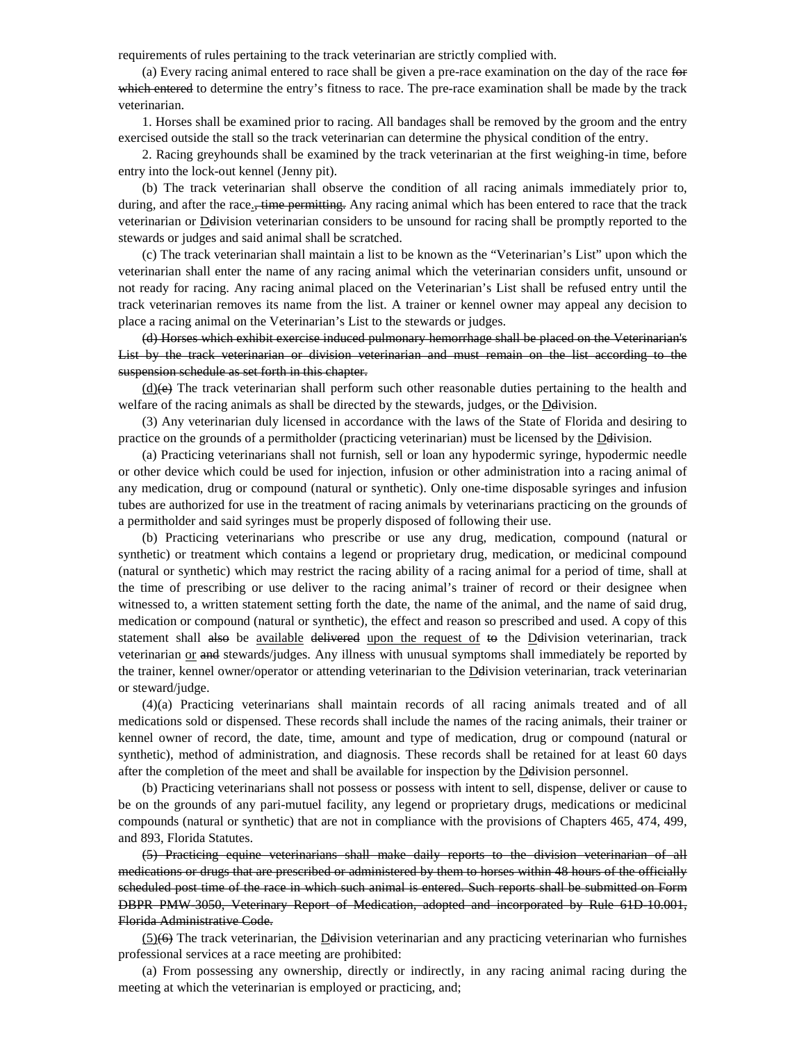requirements of rules pertaining to the track veterinarian are strictly complied with.

(a) Every racing animal entered to race shall be given a pre-race examination on the day of the race ~~for which entered~~ to determine the entry's fitness to race. The pre-race examination shall be made by the track veterinarian.

1. Horses shall be examined prior to racing. All bandages shall be removed by the groom and the entry exercised outside the stall so the track veterinarian can determine the physical condition of the entry.

2. Racing greyhounds shall be examined by the track veterinarian at the first weighing-in time, before entry into the lock-out kennel (Jenny pit).

(b) The track veterinarian shall observe the condition of all racing animals immediately prior to, during, and after the race<u>.</u>~~, time permitting.~~ Any racing animal which has been entered to race that the track veterinarian or <u>D</u>~~d~~ivision veterinarian considers to be unsound for racing shall be promptly reported to the stewards or judges and said animal shall be scratched.

(c) The track veterinarian shall maintain a list to be known as the "Veterinarian's List" upon which the veterinarian shall enter the name of any racing animal which the veterinarian considers unfit, unsound or not ready for racing. Any racing animal placed on the Veterinarian's List shall be refused entry until the track veterinarian removes its name from the list. A trainer or kennel owner may appeal any decision to place a racing animal on the Veterinarian's List to the stewards or judges.

~~(d) Horses which exhibit exercise induced pulmonary hemorrhage shall be placed on the Veterinarian's List by the track veterinarian or division veterinarian and must remain on the list according to the suspension schedule as set forth in this chapter.~~

<u>(d)</u>~~(e)~~ The track veterinarian shall perform such other reasonable duties pertaining to the health and welfare of the racing animals as shall be directed by the stewards, judges, or the <u>D</u>~~d~~ivision.

(3) Any veterinarian duly licensed in accordance with the laws of the State of Florida and desiring to practice on the grounds of a permitholder (practicing veterinarian) must be licensed by the <u>D</u>~~d~~ivision.

(a) Practicing veterinarians shall not furnish, sell or loan any hypodermic syringe, hypodermic needle or other device which could be used for injection, infusion or other administration into a racing animal of any medication, drug or compound (natural or synthetic). Only one-time disposable syringes and infusion tubes are authorized for use in the treatment of racing animals by veterinarians practicing on the grounds of a permitholder and said syringes must be properly disposed of following their use.

(b) Practicing veterinarians who prescribe or use any drug, medication, compound (natural or synthetic) or treatment which contains a legend or proprietary drug, medication, or medicinal compound (natural or synthetic) which may restrict the racing ability of a racing animal for a period of time, shall at the time of prescribing or use deliver to the racing animal's trainer of record or their designee when witnessed to, a written statement setting forth the date, the name of the animal, and the name of said drug, medication or compound (natural or synthetic), the effect and reason so prescribed and used. A copy of this statement shall ~~also~~ be <u>available</u> ~~delivered~~ <u>upon the request of</u> ~~to~~ the <u>D</u>~~d~~ivision veterinarian, track veterinarian <u>or</u> ~~and~~ stewards/judges. Any illness with unusual symptoms shall immediately be reported by the trainer, kennel owner/operator or attending veterinarian to the <u>D</u>~~d~~ivision veterinarian, track veterinarian or steward/judge.

(4)(a) Practicing veterinarians shall maintain records of all racing animals treated and of all medications sold or dispensed. These records shall include the names of the racing animals, their trainer or kennel owner of record, the date, time, amount and type of medication, drug or compound (natural or synthetic), method of administration, and diagnosis. These records shall be retained for at least 60 days after the completion of the meet and shall be available for inspection by the <u>D</u>~~d~~ivision personnel.

(b) Practicing veterinarians shall not possess or possess with intent to sell, dispense, deliver or cause to be on the grounds of any pari-mutuel facility, any legend or proprietary drugs, medications or medicinal compounds (natural or synthetic) that are not in compliance with the provisions of Chapters 465, 474, 499, and 893, Florida Statutes.

~~(5) Practicing equine veterinarians shall make daily reports to the division veterinarian of all medications or drugs that are prescribed or administered by them to horses within 48 hours of the officially scheduled post time of the race in which such animal is entered. Such reports shall be submitted on Form DBPR PMW-3050, Veterinary Report of Medication, adopted and incorporated by Rule 61D-10.001, Florida Administrative Code.~~

<u>(5)</u>~~(6)~~ The track veterinarian, the <u>D</u>~~d~~ivision veterinarian and any practicing veterinarian who furnishes professional services at a race meeting are prohibited:

(a) From possessing any ownership, directly or indirectly, in any racing animal racing during the meeting at which the veterinarian is employed or practicing, and;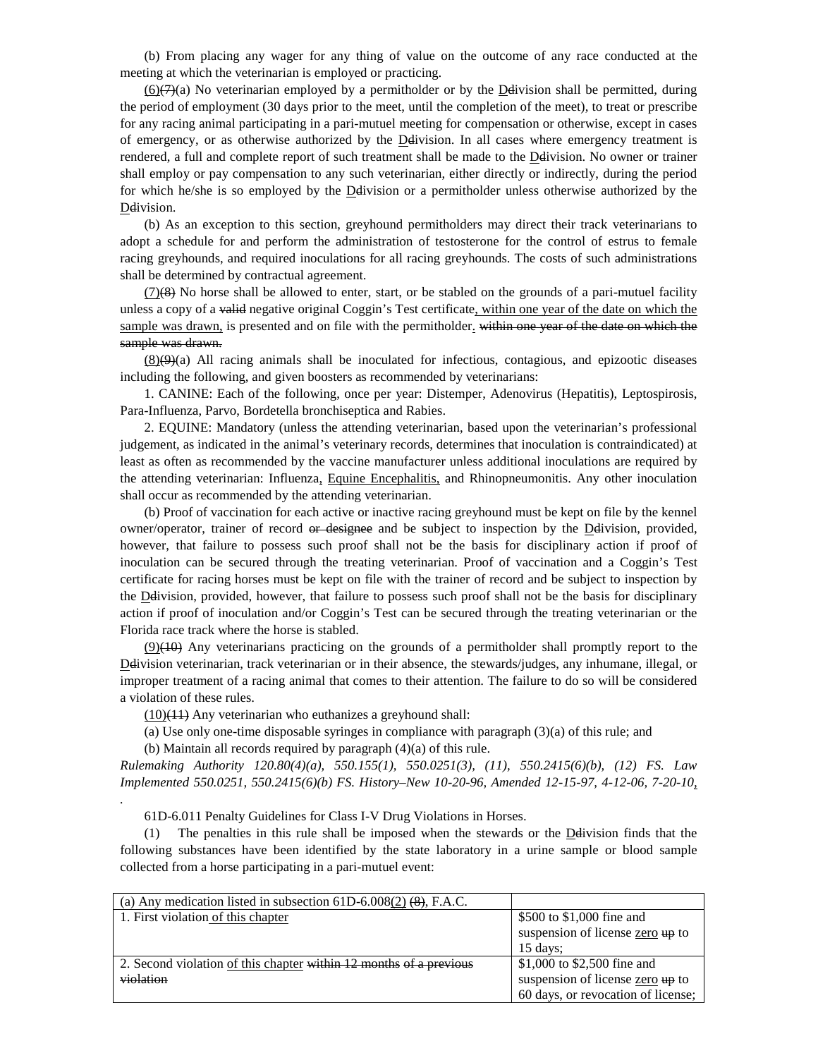(b) From placing any wager for any thing of value on the outcome of any race conducted at the meeting at which the veterinarian is employed or practicing.

<u>(6)</u>~~(7)~~(a) No veterinarian employed by a permitholder or by the <u>D</u>~~d~~ivision shall be permitted, during the period of employment (30 days prior to the meet, until the completion of the meet), to treat or prescribe for any racing animal participating in a pari-mutuel meeting for compensation or otherwise, except in cases of emergency, or as otherwise authorized by the <u>D</u>~~d~~ivision. In all cases where emergency treatment is rendered, a full and complete report of such treatment shall be made to the <u>D</u>~~d~~ivision. No owner or trainer shall employ or pay compensation to any such veterinarian, either directly or indirectly, during the period for which he/she is so employed by the <u>D</u>~~d~~ivision or a permitholder unless otherwise authorized by the <u>D</u>~~d~~ivision.

(b) As an exception to this section, greyhound permitholders may direct their track veterinarians to adopt a schedule for and perform the administration of testosterone for the control of estrus to female racing greyhounds, and required inoculations for all racing greyhounds. The costs of such administrations shall be determined by contractual agreement.

<u>(7)</u>~~(8)~~ No horse shall be allowed to enter, start, or be stabled on the grounds of a pari-mutuel facility unless a copy of a ~~valid~~ negative original Coggin's Test certificate<u>, within one year of the date on which the sample was drawn,</u> is presented and on file with the permitholder<u>.</u> ~~within one year of the date on which the sample was drawn.~~

<u>(8)</u>~~(9)~~(a) All racing animals shall be inoculated for infectious, contagious, and epizootic diseases including the following, and given boosters as recommended by veterinarians:

1. CANINE: Each of the following, once per year: Distemper, Adenovirus (Hepatitis), Leptospirosis, Para-Influenza, Parvo, Bordetella bronchiseptica and Rabies.

2. EQUINE: Mandatory (unless the attending veterinarian, based upon the veterinarian's professional judgement, as indicated in the animal's veterinary records, determines that inoculation is contraindicated) at least as often as recommended by the vaccine manufacturer unless additional inoculations are required by the attending veterinarian: Influenza<u>,</u> <u>Equine Encephalitis,</u> and Rhinopneumonitis. Any other inoculation shall occur as recommended by the attending veterinarian.

(b) Proof of vaccination for each active or inactive racing greyhound must be kept on file by the kennel owner/operator, trainer of record ~~or designee~~ and be subject to inspection by the <u>D</u>~~d~~ivision, provided, however, that failure to possess such proof shall not be the basis for disciplinary action if proof of inoculation can be secured through the treating veterinarian. Proof of vaccination and a Coggin's Test certificate for racing horses must be kept on file with the trainer of record and be subject to inspection by the <u>D</u>~~d~~ivision, provided, however, that failure to possess such proof shall not be the basis for disciplinary action if proof of inoculation and/or Coggin's Test can be secured through the treating veterinarian or the Florida race track where the horse is stabled.

<u>(9)</u>~~(10)~~ Any veterinarians practicing on the grounds of a permitholder shall promptly report to the <u>D</u>~~d~~ivision veterinarian, track veterinarian or in their absence, the stewards/judges, any inhumane, illegal, or improper treatment of a racing animal that comes to their attention. The failure to do so will be considered a violation of these rules.

<u>(10)</u>~~(11)~~ Any veterinarian who euthanizes a greyhound shall:

(a) Use only one-time disposable syringes in compliance with paragraph (3)(a) of this rule; and

(b) Maintain all records required by paragraph (4)(a) of this rule.

*Rulemaking Authority 120.80(4)(a), 550.155(1), 550.0251(3), (11), 550.2415(6)(b), (12) FS. Law Implemented 550.0251, 550.2415(6)(b) FS. History–New 10-20-96, Amended 12-15-97, 4-12-06, 7-20-10<u>,</u>*

<u>.</u>

61D-6.011 Penalty Guidelines for Class I-V Drug Violations in Horses.

(1) The penalties in this rule shall be imposed when the stewards or the <u>D</u>~~d~~ivision finds that the following substances have been identified by the state laboratory in a urine sample or blood sample collected from a horse participating in a pari-mutuel event:

| (a) Any medication listed in subsection 61D-6.008<u>(2)</u> ~~(8)~~, F.A.C. | |
|---|---|
| 1. First violation<u> of this chapter</u> | $500 to $1,000 fine and suspension of license <u>zero</u> ~~up~~ to 15 days; |
| 2. Second violation <u>of this chapter</u> ~~within 12 months of a previous violation~~ | $1,000 to $2,500 fine and suspension of license <u>zero</u> ~~up~~ to 60 days, or revocation of license; |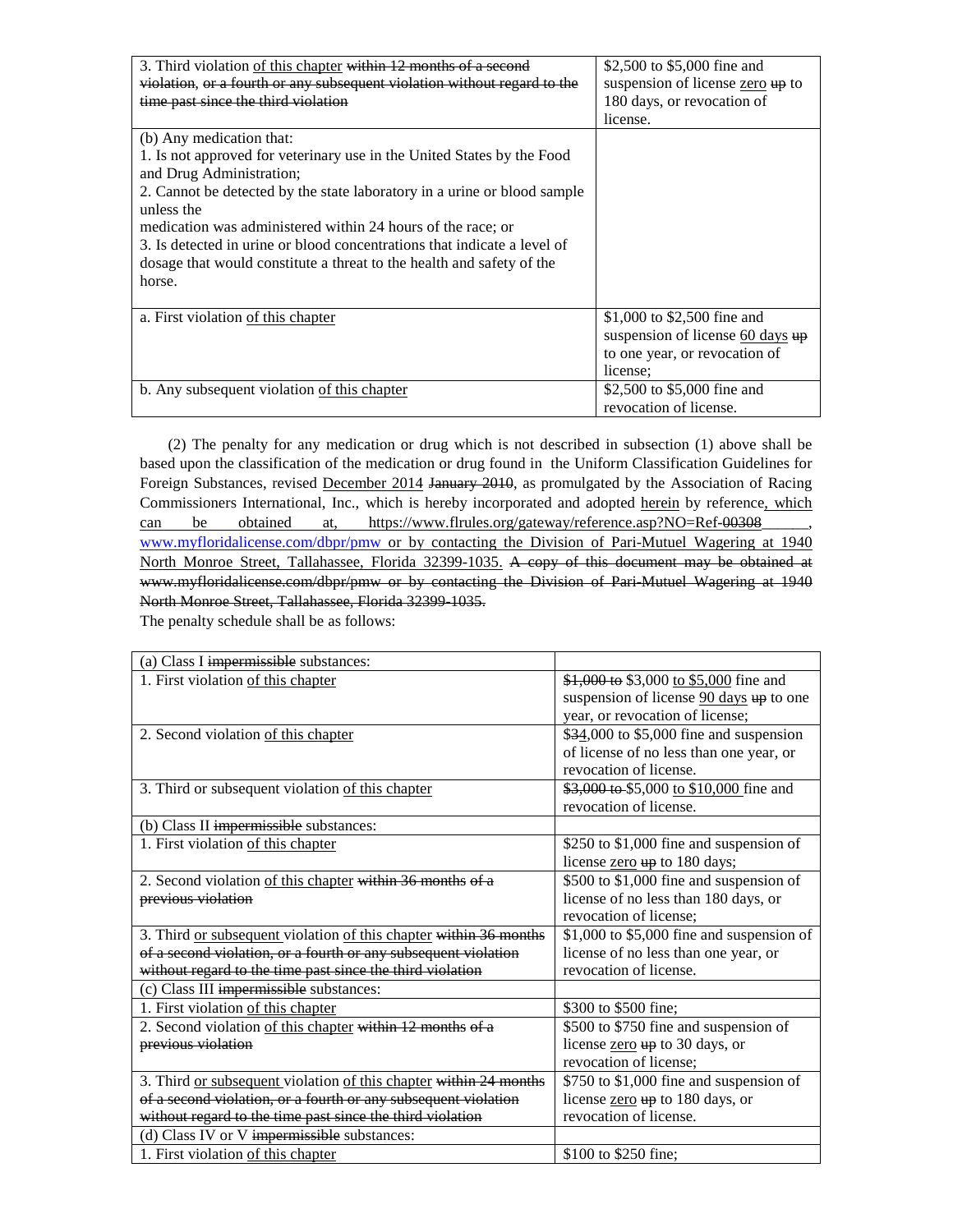| 3. Third violation of this chapter ~~within 12 months of a second violation, or a fourth or any subsequent violation without regard to the time past since the third violation~~ | $2,500 to $5,000 fine and suspension of license zero ~~up~~ to 180 days, or revocation of license. |
|---|---|
| (b) Any medication that:<br>1. Is not approved for veterinary use in the United States by the Food and Drug Administration;<br>2. Cannot be detected by the state laboratory in a urine or blood sample unless the medication was administered within 24 hours of the race; or<br>3. Is detected in urine or blood concentrations that indicate a level of dosage that would constitute a threat to the health and safety of the horse. | |
| a. First violation of this chapter | $1,000 to $2,500 fine and suspension of license 60 days ~~up~~ to one year, or revocation of license; |
| b. Any subsequent violation of this chapter | $2,500 to $5,000 fine and revocation of license. |

(2) The penalty for any medication or drug which is not described in subsection (1) above shall be based upon the classification of the medication or drug found in the Uniform Classification Guidelines for Foreign Substances, revised December 2014 ~~January 2010~~, as promulgated by the Association of Racing Commissioners International, Inc., which is hereby incorporated and adopted herein by reference, which can be obtained at, https://www.flrules.org/gateway/reference.asp?NO=Ref-~~00308~~\_\_\_\_\_\_, www.myfloridalicense.com/dbpr/pmw or by contacting the Division of Pari-Mutuel Wagering at 1940 North Monroe Street, Tallahassee, Florida 32399-1035. ~~A copy of this document may be obtained at www.myfloridalicense.com/dbpr/pmw or by contacting the Division of Pari-Mutuel Wagering at 1940 North Monroe Street, Tallahassee, Florida 32399-1035.~~
The penalty schedule shall be as follows:

| (a) Class I ~~impermissible~~ substances: | |
|---|---|
| 1. First violation of this chapter | ~~$1,000 to~~ $3,000 to $5,000 fine and suspension of license 90 days ~~up~~ to one year, or revocation of license; |
| 2. Second violation of this chapter | $~~3~~4,000 to $5,000 fine and suspension of license of no less than one year, or revocation of license. |
| 3. Third or subsequent violation of this chapter | ~~$3,000 to~~ $5,000 to $10,000 fine and revocation of license. |
| (b) Class II ~~impermissible~~ substances: | |
| 1. First violation of this chapter | $250 to $1,000 fine and suspension of license zero ~~up~~ to 180 days; |
| 2. Second violation of this chapter ~~within 36 months of a previous violation~~ | $500 to $1,000 fine and suspension of license of no less than 180 days, or revocation of license; |
| 3. Third or subsequent violation of this chapter ~~within 36 months of a second violation, or a fourth or any subsequent violation without regard to the time past since the third violation~~ | $1,000 to $5,000 fine and suspension of license of no less than one year, or revocation of license. |
| (c) Class III ~~impermissible~~ substances: | |
| 1. First violation of this chapter | $300 to $500 fine; |
| 2. Second violation of this chapter ~~within 12 months of a previous violation~~ | $500 to $750 fine and suspension of license zero ~~up~~ to 30 days, or revocation of license; |
| 3. Third or subsequent violation of this chapter ~~within 24 months of a second violation, or a fourth or any subsequent violation without regard to the time past since the third violation~~ | $750 to $1,000 fine and suspension of license zero ~~up~~ to 180 days, or revocation of license. |
| (d) Class IV or V ~~impermissible~~ substances: | |
| 1. First violation of this chapter | $100 to $250 fine; |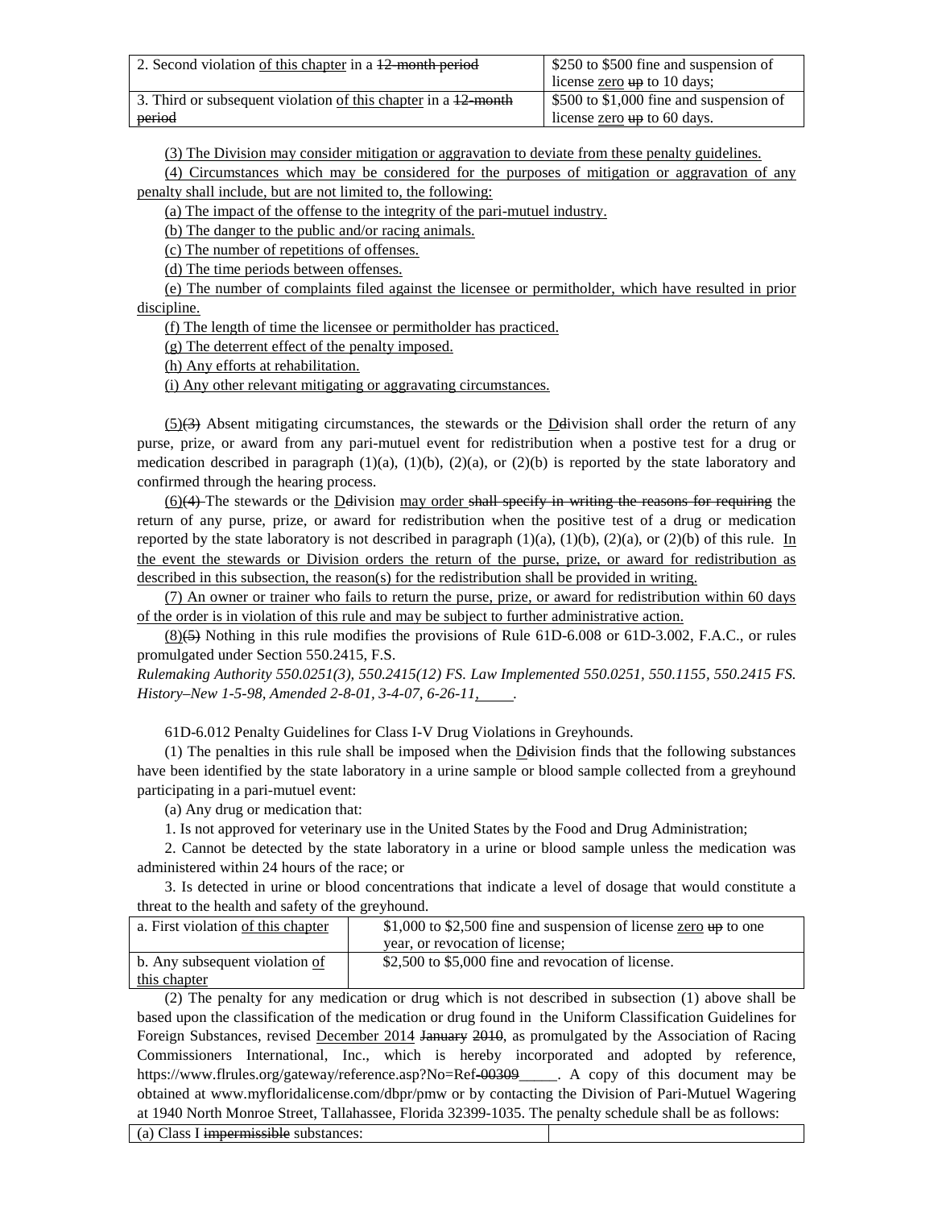| 2. Second violation of this chapter in a ~~12-month period~~ | $250 to $500 fine and suspension of license zero ~~up~~ to 10 days; |
| --- | --- |
| 3. Third or subsequent violation of this chapter in a ~~12-month period~~ | $500 to $1,000 fine and suspension of license zero ~~up~~ to 60 days. |

(3) The Division may consider mitigation or aggravation to deviate from these penalty guidelines.

(4) Circumstances which may be considered for the purposes of mitigation or aggravation of any penalty shall include, but are not limited to, the following:

(a) The impact of the offense to the integrity of the pari-mutuel industry.

(b) The danger to the public and/or racing animals.

(c) The number of repetitions of offenses.

(d) The time periods between offenses.

(e) The number of complaints filed against the licensee or permitholder, which have resulted in prior discipline.

(f) The length of time the licensee or permitholder has practiced.

(g) The deterrent effect of the penalty imposed.

(h) Any efforts at rehabilitation.

(i) Any other relevant mitigating or aggravating circumstances.

(5)~~(3)~~ Absent mitigating circumstances, the stewards or the D~~d~~ivision shall order the return of any purse, prize, or award from any pari-mutuel event for redistribution when a postive test for a drug or medication described in paragraph (1)(a), (1)(b), (2)(a), or (2)(b) is reported by the state laboratory and confirmed through the hearing process.

(6)~~(4)~~ The stewards or the D~~d~~ivision may order ~~shall specify in writing the reasons for requiring~~ the return of any purse, prize, or award for redistribution when the positive test of a drug or medication reported by the state laboratory is not described in paragraph (1)(a), (1)(b), (2)(a), or (2)(b) of this rule. In the event the stewards or Division orders the return of the purse, prize, or award for redistribution as described in this subsection, the reason(s) for the redistribution shall be provided in writing.

(7) An owner or trainer who fails to return the purse, prize, or award for redistribution within 60 days of the order is in violation of this rule and may be subject to further administrative action.

(8)~~(5)~~ Nothing in this rule modifies the provisions of Rule 61D-6.008 or 61D-3.002, F.A.C., or rules promulgated under Section 550.2415, F.S.

*Rulemaking Authority 550.0251(3), 550.2415(12) FS. Law Implemented 550.0251, 550.1155, 550.2415 FS. History–New 1-5-98, Amended 2-8-01, 3-4-07, 6-26-11,\_\_\_\_.*

61D-6.012 Penalty Guidelines for Class I-V Drug Violations in Greyhounds.

(1) The penalties in this rule shall be imposed when the D~~d~~ivision finds that the following substances have been identified by the state laboratory in a urine sample or blood sample collected from a greyhound participating in a pari-mutuel event:

(a) Any drug or medication that:

1. Is not approved for veterinary use in the United States by the Food and Drug Administration;

2. Cannot be detected by the state laboratory in a urine or blood sample unless the medication was administered within 24 hours of the race; or

3. Is detected in urine or blood concentrations that indicate a level of dosage that would constitute a threat to the health and safety of the greyhound.

| a. First violation of this chapter | $1,000 to $2,500 fine and suspension of license zero ~~up~~ to one year, or revocation of license; |
| --- | --- |
| b. Any subsequent violation of this chapter | $2,500 to $5,000 fine and revocation of license. |

(2) The penalty for any medication or drug which is not described in subsection (1) above shall be based upon the classification of the medication or drug found in the Uniform Classification Guidelines for Foreign Substances, revised December 2014 ~~January 2010~~, as promulgated by the Association of Racing Commissioners International, Inc., which is hereby incorporated and adopted by reference, https://www.flrules.org/gateway/reference.asp?No=Ref-~~00309~~\_\_\_\_\_. A copy of this document may be obtained at www.myfloridalicense.com/dbpr/pmw or by contacting the Division of Pari-Mutuel Wagering at 1940 North Monroe Street, Tallahassee, Florida 32399-1035. The penalty schedule shall be as follows:

| (a) Class I ~~impermissible~~ substances: | |
| --- | --- |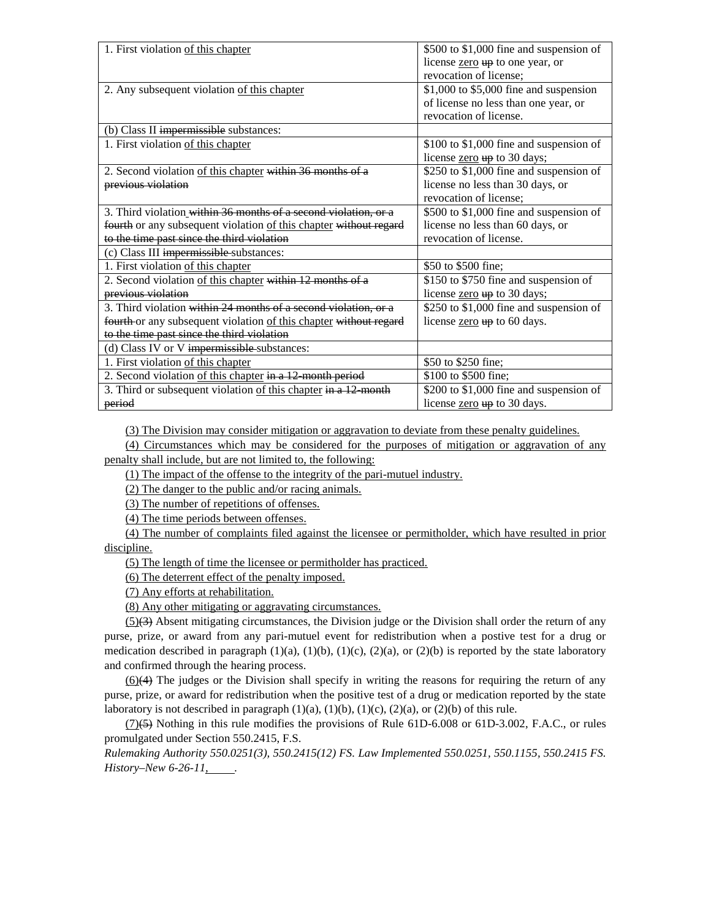| 1. First violation of this chapter | $500 to $1,000 fine and suspension of license zero ~~up~~ to one year, or revocation of license; |
|---|---|
| 2. Any subsequent violation of this chapter | $1,000 to $5,000 fine and suspension of license no less than one year, or revocation of license. |
| (b) Class II ~~impermissible~~ substances: | |
| 1. First violation of this chapter | $100 to $1,000 fine and suspension of license zero ~~up~~ to 30 days; |
| 2. Second violation of this chapter ~~within 36 months of a previous violation~~ | $250 to $1,000 fine and suspension of license no less than 30 days, or revocation of license; |
| 3. Third violation ~~within 36 months of a second violation, or a fourth~~ or any subsequent violation of this chapter ~~without regard to the time past since the third violation~~ | $500 to $1,000 fine and suspension of license no less than 60 days, or revocation of license. |
| (c) Class III ~~impermissible~~ substances: | |
| 1. First violation of this chapter | $50 to $500 fine; |
| 2. Second violation of this chapter ~~within 12 months of a previous violation~~ | $150 to $750 fine and suspension of license zero ~~up~~ to 30 days; |
| 3. Third violation ~~within 24 months of a second violation, or a fourth~~ or any subsequent violation of this chapter ~~without regard to the time past since the third violation~~ | $250 to $1,000 fine and suspension of license zero ~~up~~ to 60 days. |
| (d) Class IV or V ~~impermissible~~ substances: | |
| 1. First violation of this chapter | $50 to $250 fine; |
| 2. Second violation of this chapter ~~in a 12-month period~~ | $100 to $500 fine; |
| 3. Third or subsequent violation of this chapter ~~in a 12-month period~~ | $200 to $1,000 fine and suspension of license zero ~~up~~ to 30 days. |

(3) The Division may consider mitigation or aggravation to deviate from these penalty guidelines.

(4) Circumstances which may be considered for the purposes of mitigation or aggravation of any penalty shall include, but are not limited to, the following:

(1) The impact of the offense to the integrity of the pari-mutuel industry.

(2) The danger to the public and/or racing animals.

(3) The number of repetitions of offenses.

(4) The time periods between offenses.

(4) The number of complaints filed against the licensee or permitholder, which have resulted in prior discipline.

(5) The length of time the licensee or permitholder has practiced.

(6) The deterrent effect of the penalty imposed.

(7) Any efforts at rehabilitation.

(8) Any other mitigating or aggravating circumstances.

(5)~~(3)~~ Absent mitigating circumstances, the Division judge or the Division shall order the return of any purse, prize, or award from any pari-mutuel event for redistribution when a postive test for a drug or medication described in paragraph (1)(a), (1)(b), (1)(c), (2)(a), or (2)(b) is reported by the state laboratory and confirmed through the hearing process.

(6)~~(4)~~ The judges or the Division shall specify in writing the reasons for requiring the return of any purse, prize, or award for redistribution when the positive test of a drug or medication reported by the state laboratory is not described in paragraph (1)(a), (1)(b), (1)(c), (2)(a), or (2)(b) of this rule.

(7)~~(5)~~ Nothing in this rule modifies the provisions of Rule 61D-6.008 or 61D-3.002, F.A.C., or rules promulgated under Section 550.2415, F.S.

*Rulemaking Authority 550.0251(3), 550.2415(12) FS. Law Implemented 550.0251, 550.1155, 550.2415 FS. History–New 6-26-11, ____.*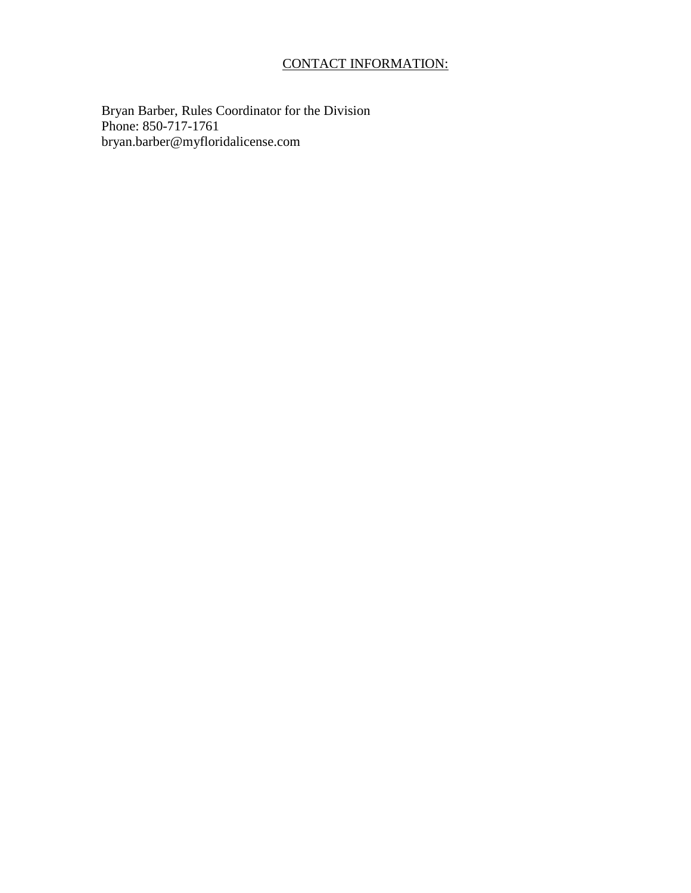CONTACT INFORMATION:

Bryan Barber, Rules Coordinator for the Division
Phone: 850-717-1761
bryan.barber@myfloridalicense.com